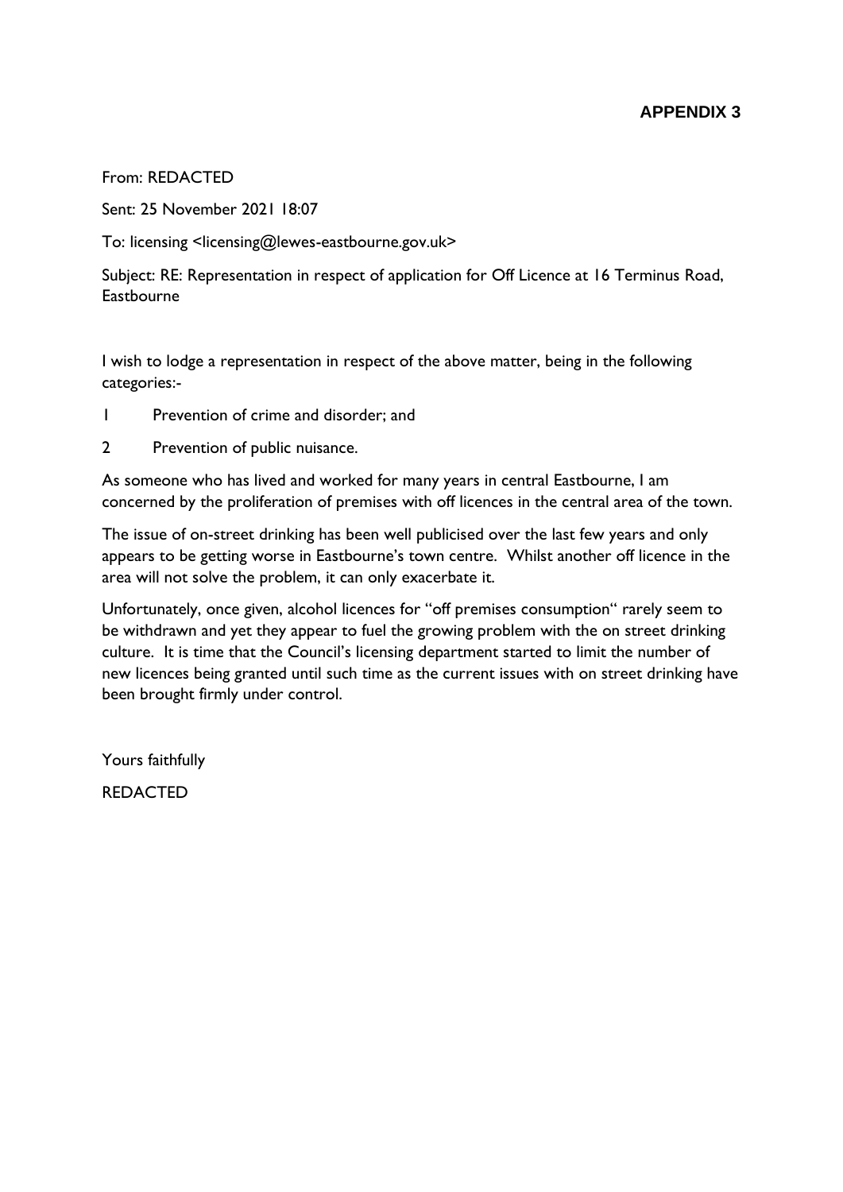**APPENDIX 3**

From: REDACTED

Sent: 25 November 2021 18:07

To: licensing <licensing@lewes-eastbourne.gov.uk>

Subject: RE: Representation in respect of application for Off Licence at 16 Terminus Road, Eastbourne

I wish to lodge a representation in respect of the above matter, being in the following categories:-

1 Prevention of crime and disorder; and

2 Prevention of public nuisance.

As someone who has lived and worked for many years in central Eastbourne, I am concerned by the proliferation of premises with off licences in the central area of the town.

The issue of on-street drinking has been well publicised over the last few years and only appears to be getting worse in Eastbourne's town centre. Whilst another off licence in the area will not solve the problem, it can only exacerbate it.

Unfortunately, once given, alcohol licences for "off premises consumption" rarely seem to be withdrawn and yet they appear to fuel the growing problem with the on street drinking culture. It is time that the Council's licensing department started to limit the number of new licences being granted until such time as the current issues with on street drinking have been brought firmly under control.

Yours faithfully

REDACTED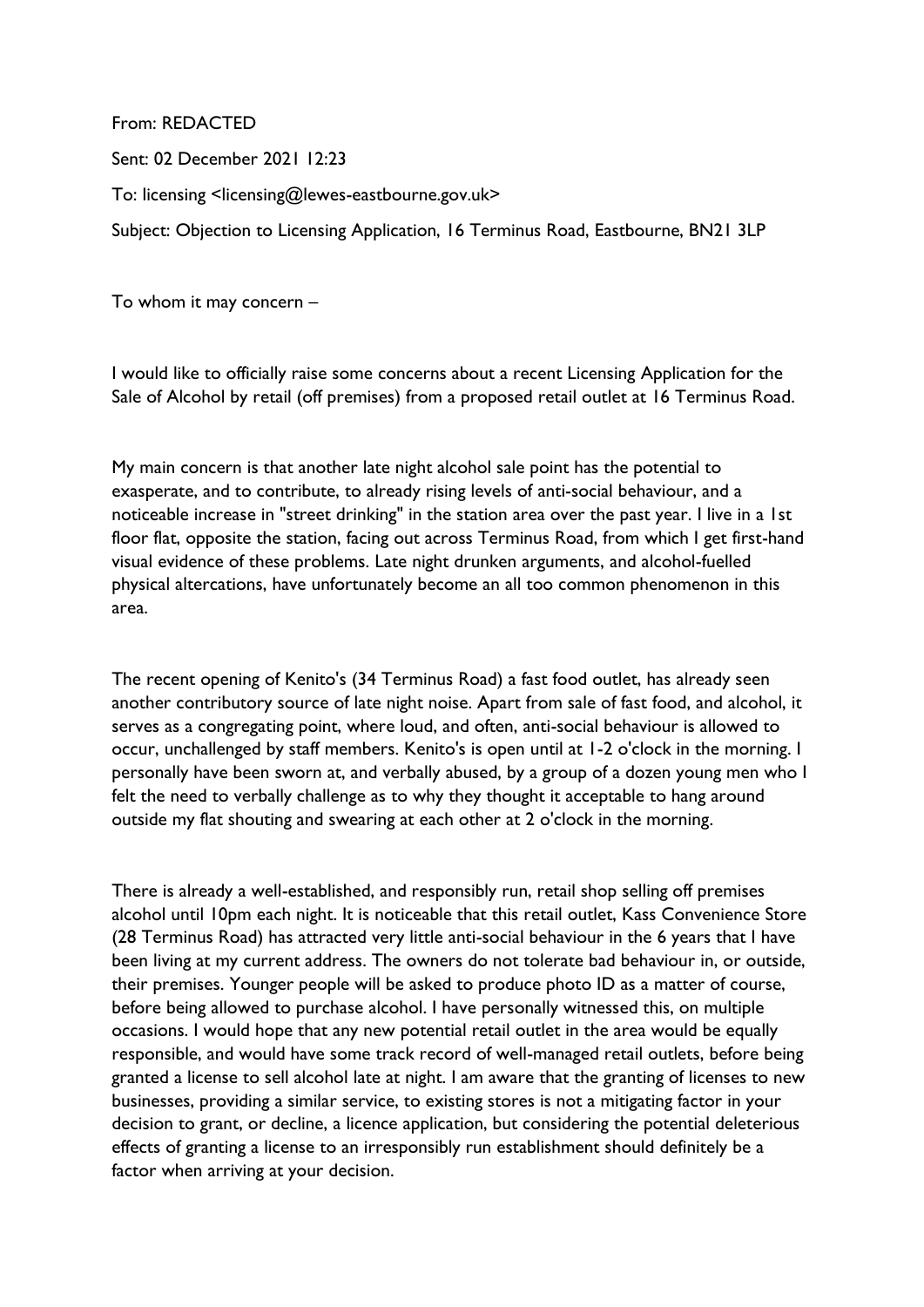From: REDACTED

Sent: 02 December 2021 12:23

To: licensing <licensing@lewes-eastbourne.gov.uk>

Subject: Objection to Licensing Application, 16 Terminus Road, Eastbourne, BN21 3LP

To whom it may concern –

I would like to officially raise some concerns about a recent Licensing Application for the Sale of Alcohol by retail (off premises) from a proposed retail outlet at 16 Terminus Road.

My main concern is that another late night alcohol sale point has the potential to exasperate, and to contribute, to already rising levels of anti-social behaviour, and a noticeable increase in "street drinking" in the station area over the past year. I live in a 1st floor flat, opposite the station, facing out across Terminus Road, from which I get first-hand visual evidence of these problems. Late night drunken arguments, and alcohol-fuelled physical altercations, have unfortunately become an all too common phenomenon in this area.

The recent opening of Kenito's (34 Terminus Road) a fast food outlet, has already seen another contributory source of late night noise. Apart from sale of fast food, and alcohol, it serves as a congregating point, where loud, and often, anti-social behaviour is allowed to occur, unchallenged by staff members. Kenito's is open until at 1-2 o'clock in the morning. I personally have been sworn at, and verbally abused, by a group of a dozen young men who I felt the need to verbally challenge as to why they thought it acceptable to hang around outside my flat shouting and swearing at each other at 2 o'clock in the morning.

There is already a well-established, and responsibly run, retail shop selling off premises alcohol until 10pm each night. It is noticeable that this retail outlet, Kass Convenience Store (28 Terminus Road) has attracted very little anti-social behaviour in the 6 years that I have been living at my current address. The owners do not tolerate bad behaviour in, or outside, their premises. Younger people will be asked to produce photo ID as a matter of course, before being allowed to purchase alcohol. I have personally witnessed this, on multiple occasions. I would hope that any new potential retail outlet in the area would be equally responsible, and would have some track record of well-managed retail outlets, before being granted a license to sell alcohol late at night. I am aware that the granting of licenses to new businesses, providing a similar service, to existing stores is not a mitigating factor in your decision to grant, or decline, a licence application, but considering the potential deleterious effects of granting a license to an irresponsibly run establishment should definitely be a factor when arriving at your decision.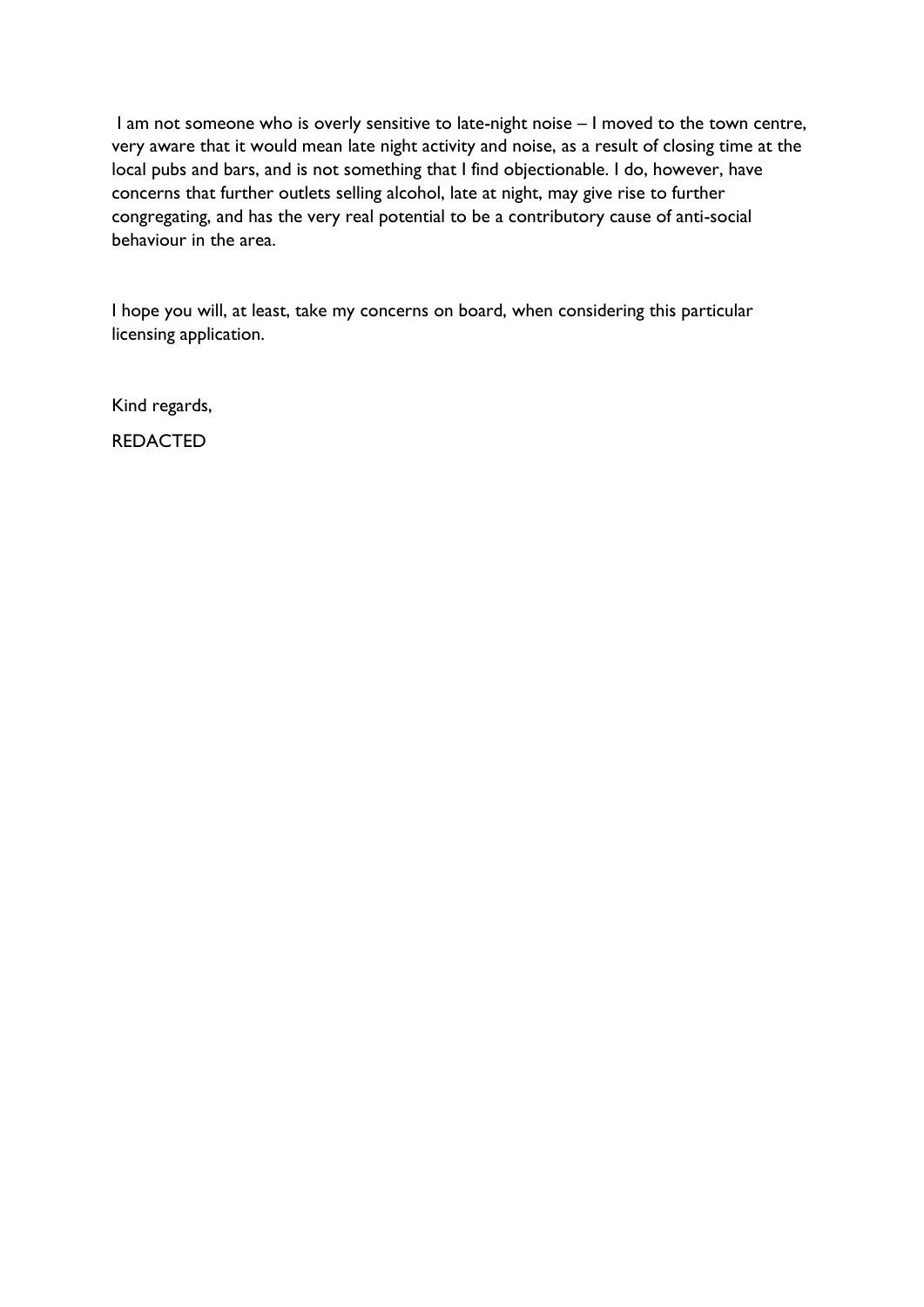I am not someone who is overly sensitive to late-night noise – I moved to the town centre, very aware that it would mean late night activity and noise, as a result of closing time at the local pubs and bars, and is not something that I find objectionable. I do, however, have concerns that further outlets selling alcohol, late at night, may give rise to further congregating, and has the very real potential to be a contributory cause of anti-social behaviour in the area.

I hope you will, at least, take my concerns on board, when considering this particular licensing application.

Kind regards,

REDACTED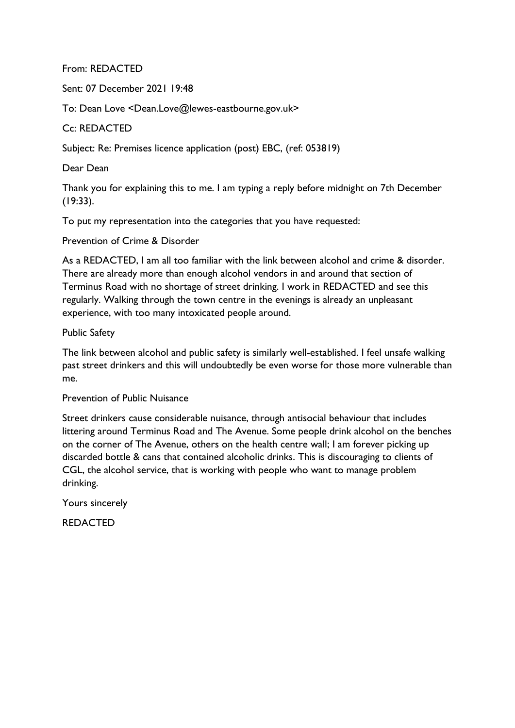From: REDACTED

Sent: 07 December 2021 19:48

To: Dean Love <Dean.Love@lewes-eastbourne.gov.uk>

Cc: REDACTED

Subject: Re: Premises licence application (post) EBC, (ref: 053819)

Dear Dean

Thank you for explaining this to me. I am typing a reply before midnight on 7th December (19:33).

To put my representation into the categories that you have requested:

Prevention of Crime & Disorder

As a REDACTED, I am all too familiar with the link between alcohol and crime & disorder. There are already more than enough alcohol vendors in and around that section of Terminus Road with no shortage of street drinking. I work in REDACTED and see this regularly. Walking through the town centre in the evenings is already an unpleasant experience, with too many intoxicated people around.

Public Safety

The link between alcohol and public safety is similarly well-established. I feel unsafe walking past street drinkers and this will undoubtedly be even worse for those more vulnerable than me.

Prevention of Public Nuisance

Street drinkers cause considerable nuisance, through antisocial behaviour that includes littering around Terminus Road and The Avenue. Some people drink alcohol on the benches on the corner of The Avenue, others on the health centre wall; I am forever picking up discarded bottle & cans that contained alcoholic drinks. This is discouraging to clients of CGL, the alcohol service, that is working with people who want to manage problem drinking.

Yours sincerely

REDACTED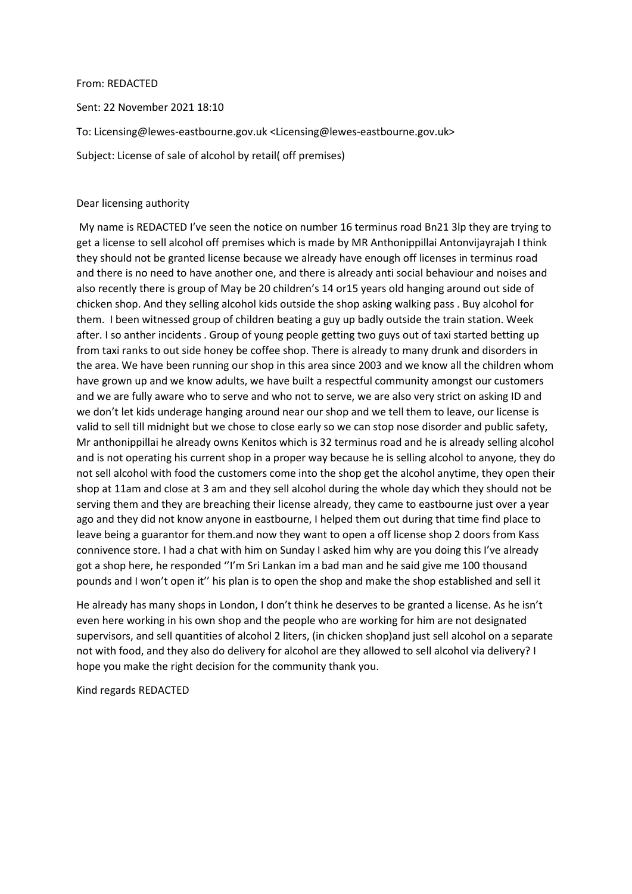From: REDACTED

Sent: 22 November 2021 18:10

To: Licensing@lewes-eastbourne.gov.uk <Licensing@lewes-eastbourne.gov.uk>

Subject: License of sale of alcohol by retail( off premises)

Dear licensing authority

My name is REDACTED I've seen the notice on number 16 terminus road Bn21 3lp they are trying to get a license to sell alcohol off premises which is made by MR Anthonippillai Antonvijayrajah I think they should not be granted license because we already have enough off licenses in terminus road and there is no need to have another one, and there is already anti social behaviour and noises and also recently there is group of May be 20 children's 14 or15 years old hanging around out side of chicken shop. And they selling alcohol kids outside the shop asking walking pass . Buy alcohol for them. I been witnessed group of children beating a guy up badly outside the train station. Week after. I so anther incidents . Group of young people getting two guys out of taxi started betting up from taxi ranks to out side honey be coffee shop. There is already to many drunk and disorders in the area. We have been running our shop in this area since 2003 and we know all the children whom have grown up and we know adults, we have built a respectful community amongst our customers and we are fully aware who to serve and who not to serve, we are also very strict on asking ID and we don't let kids underage hanging around near our shop and we tell them to leave, our license is valid to sell till midnight but we chose to close early so we can stop nose disorder and public safety, Mr anthonippillai he already owns Kenitos which is 32 terminus road and he is already selling alcohol and is not operating his current shop in a proper way because he is selling alcohol to anyone, they do not sell alcohol with food the customers come into the shop get the alcohol anytime, they open their shop at 11am and close at 3 am and they sell alcohol during the whole day which they should not be serving them and they are breaching their license already, they came to eastbourne just over a year ago and they did not know anyone in eastbourne, I helped them out during that time find place to leave being a guarantor for them.and now they want to open a off license shop 2 doors from Kass connivence store. I had a chat with him on Sunday I asked him why are you doing this I've already got a shop here, he responded ''I'm Sri Lankan im a bad man and he said give me 100 thousand pounds and I won't open it'' his plan is to open the shop and make the shop established and sell it

He already has many shops in London, I don't think he deserves to be granted a license. As he isn't even here working in his own shop and the people who are working for him are not designated supervisors, and sell quantities of alcohol 2 liters, (in chicken shop)and just sell alcohol on a separate not with food, and they also do delivery for alcohol are they allowed to sell alcohol via delivery? I hope you make the right decision for the community thank you.

Kind regards REDACTED